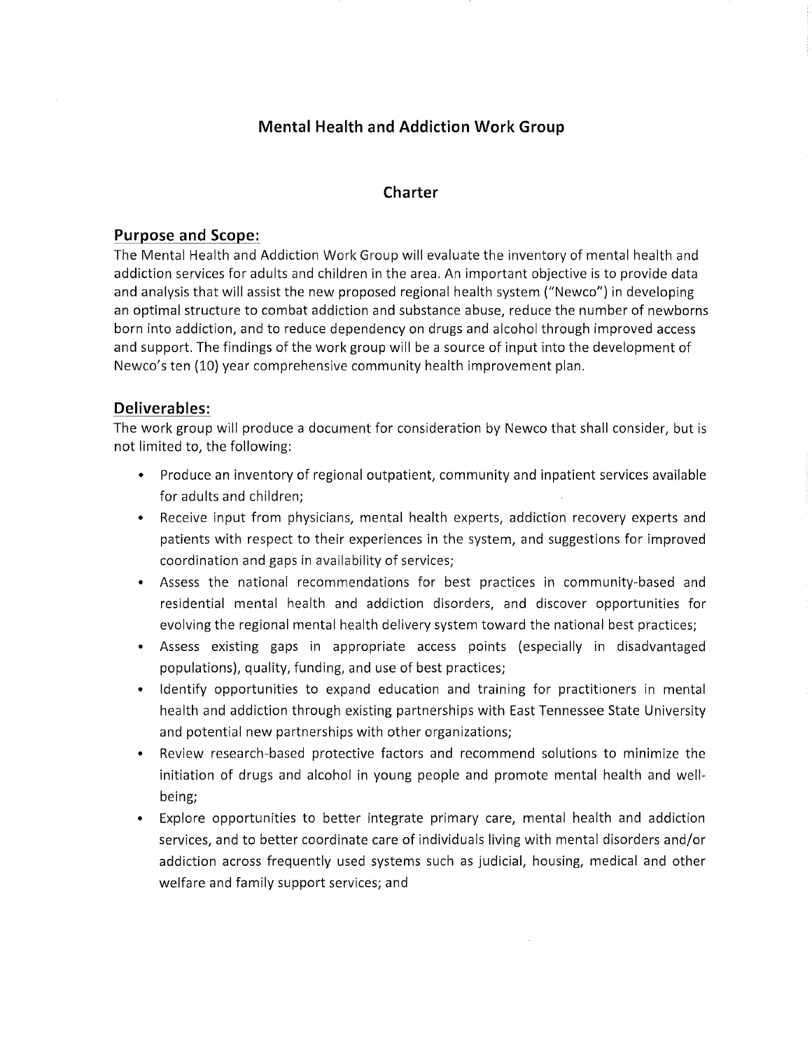# Mental Health and Addiction Work Group

## Charter

### Purpose and Scope:

The Mental Health and Addiction Work Group will evaluate the inventory of mental health and addiction services for adults and children in the area. An important objective is to provide data and analysis that will assist the new proposed regional health system ("Newco") in developing an optimal structure to combat addiction and substance abuse, reduce the number of newborns born into addiction, and to reduce dependency on drugs and alcohol through improved access and support. The findings of the work group will be a source of input into the development of Newco's ten (10) year comprehensive community health improvement plan.

### Deliverables:

The work group will produce a document for consideration by Newco that shall consider, but is not limited to, the following:

- Produce an inventory of regional outpatient, community and inpatient services available for adults and children;
- Receive input from physicians, mental health experts, addiction recovery experts and patients with respect to their experiences in the system, and suggestions for improved coordination and gaps in availability of services;
- Assess the national recommendations for best practices in community-based and residential mental health and addiction disorders, and discover opportunities for evolving the regional mental health delivery system toward the national best practices;
- Assess existing gaps in appropriate access points (especially in disadvantaged populations), quality, funding, and use of best practices;
- Identify opportunities to expand education and training for practitioners in mental health and addiction through existing partnerships with East Tennessee State University and potential new partnerships with other organizations;
- Review research-based protective factors and recommend solutions to minimize the initiation of drugs and alcohol in young people and promote mental health and well-being;
- Explore opportunities to better integrate primary care, mental health and addiction services, and to better coordinate care of individuals living with mental disorders and/or addiction across frequently used systems such as judicial, housing, medical and other welfare and family support services; and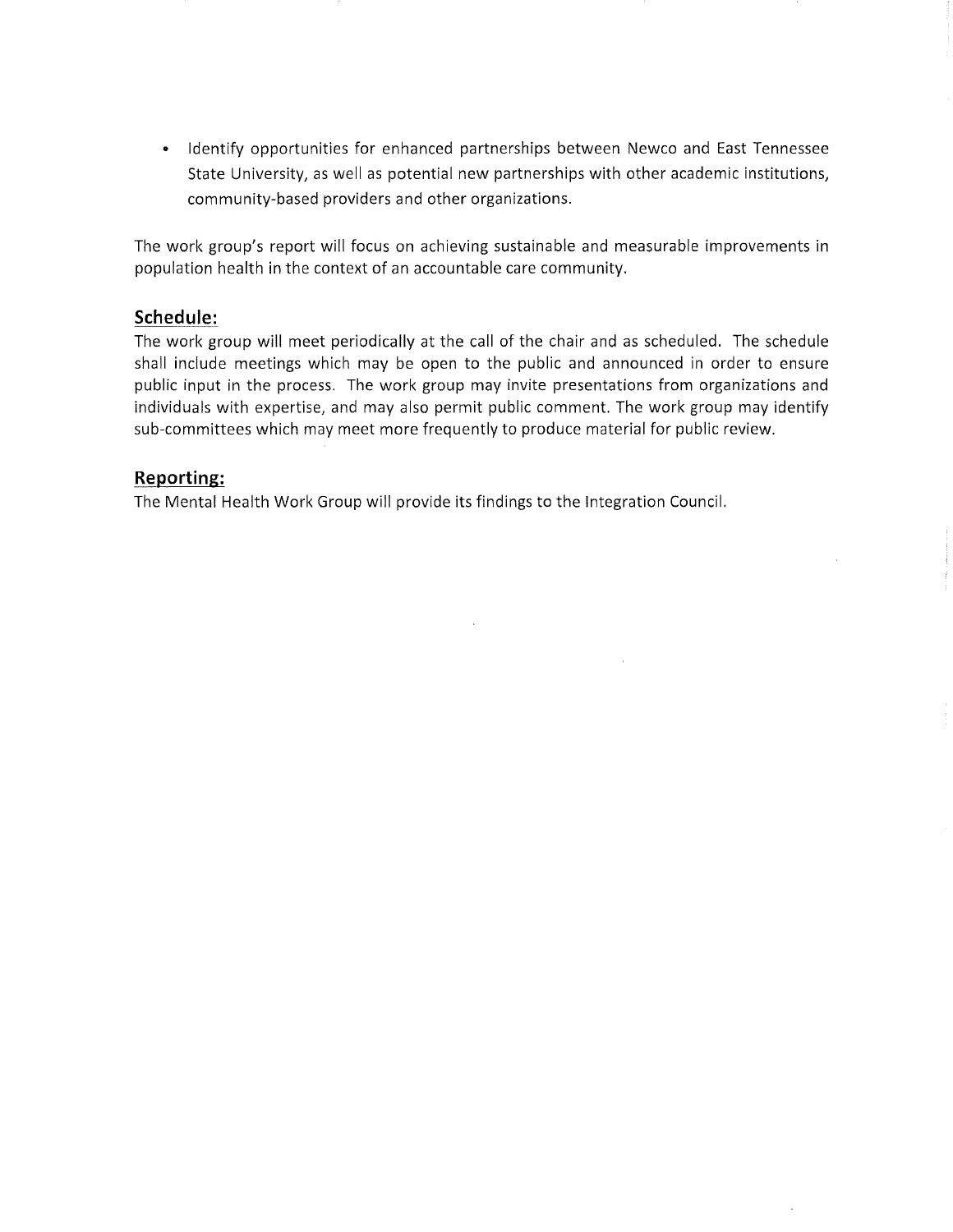- Identify opportunities for enhanced partnerships between Newco and East Tennessee State University, as well as potential new partnerships with other academic institutions, community-based providers and other organizations.

The work group's report will focus on achieving sustainable and measurable improvements in population health in the context of an accountable care community.

## Schedule:

The work group will meet periodically at the call of the chair and as scheduled. The schedule shall include meetings which may be open to the public and announced in order to ensure public input in the process. The work group may invite presentations from organizations and individuals with expertise, and may also permit public comment. The work group may identify sub-committees which may meet more frequently to produce material for public review.

## Reporting:

The Mental Health Work Group will provide its findings to the Integration Council.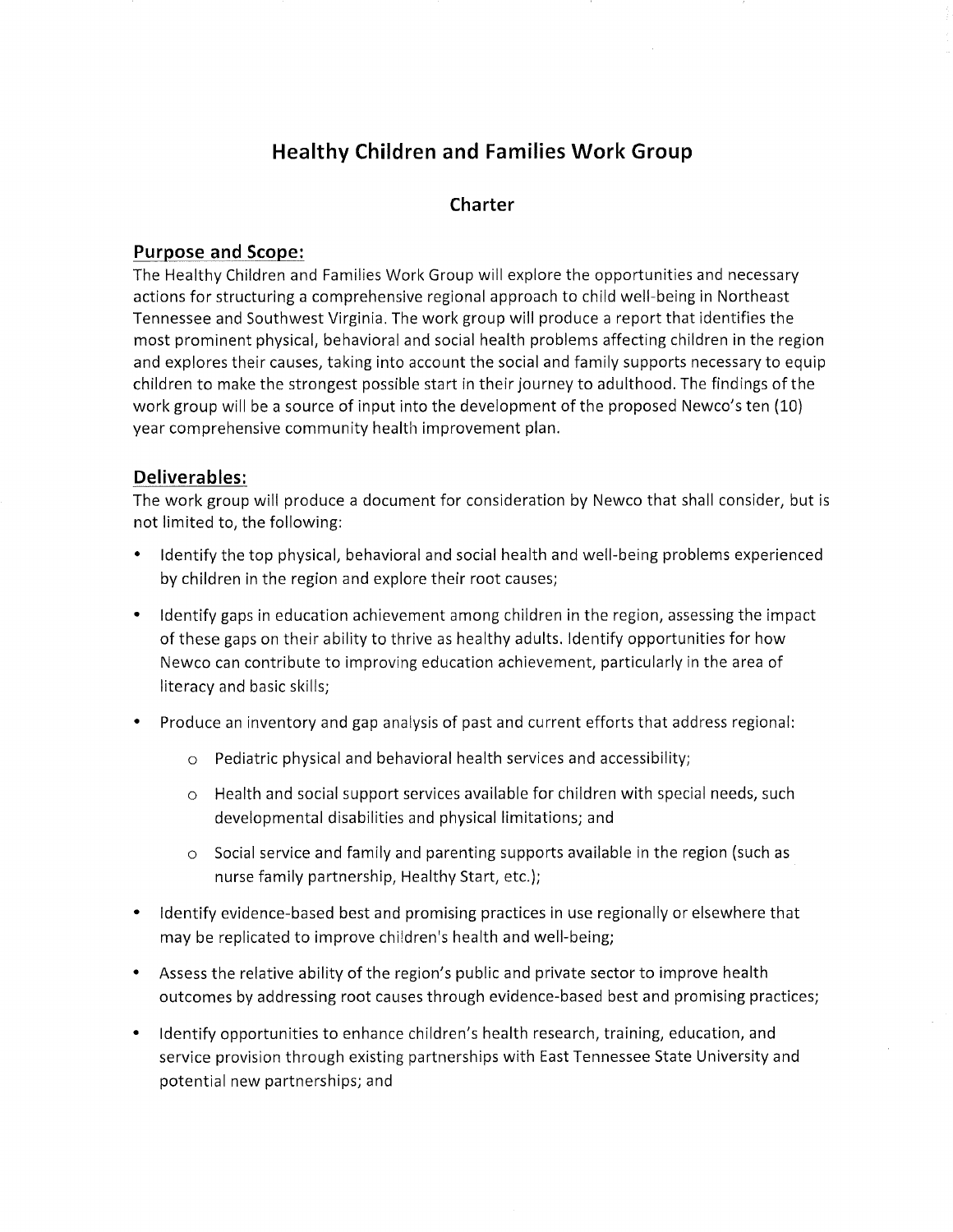# Healthy Children and Families Work Group

## Charter

### Purpose and Scope:

The Healthy Children and Families Work Group will explore the opportunities and necessary actions for structuring a comprehensive regional approach to child well-being in Northeast Tennessee and Southwest Virginia. The work group will produce a report that identifies the most prominent physical, behavioral and social health problems affecting children in the region and explores their causes, taking into account the social and family supports necessary to equip children to make the strongest possible start in their journey to adulthood. The findings of the work group will be a source of input into the development of the proposed Newco's ten (10) year comprehensive community health improvement plan.

### Deliverables:

The work group will produce a document for consideration by Newco that shall consider, but is not limited to, the following:

- Identify the top physical, behavioral and social health and well-being problems experienced by children in the region and explore their root causes;
- Identify gaps in education achievement among children in the region, assessing the impact of these gaps on their ability to thrive as healthy adults. Identify opportunities for how Newco can contribute to improving education achievement, particularly in the area of literacy and basic skills;
- Produce an inventory and gap analysis of past and current efforts that address regional:
  - Pediatric physical and behavioral health services and accessibility;
  - Health and social support services available for children with special needs, such developmental disabilities and physical limitations; and
  - Social service and family and parenting supports available in the region (such as nurse family partnership, Healthy Start, etc.);
- Identify evidence-based best and promising practices in use regionally or elsewhere that may be replicated to improve children's health and well-being;
- Assess the relative ability of the region's public and private sector to improve health outcomes by addressing root causes through evidence-based best and promising practices;
- Identify opportunities to enhance children's health research, training, education, and service provision through existing partnerships with East Tennessee State University and potential new partnerships; and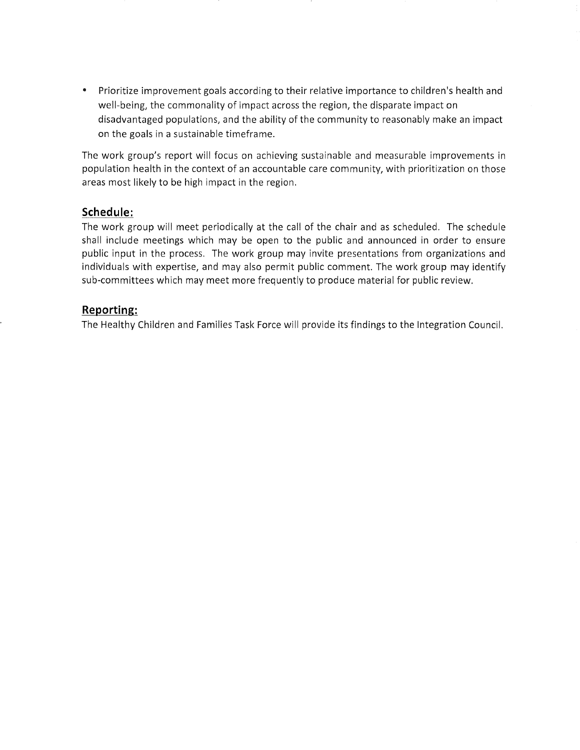- Prioritize improvement goals according to their relative importance to children's health and well-being, the commonality of impact across the region, the disparate impact on disadvantaged populations, and the ability of the community to reasonably make an impact on the goals in a sustainable timeframe.

The work group's report will focus on achieving sustainable and measurable improvements in population health in the context of an accountable care community, with prioritization on those areas most likely to be high impact in the region.

## Schedule:

The work group will meet periodically at the call of the chair and as scheduled. The schedule shall include meetings which may be open to the public and announced in order to ensure public input in the process. The work group may invite presentations from organizations and individuals with expertise, and may also permit public comment. The work group may identify sub-committees which may meet more frequently to produce material for public review.

## Reporting:

The Healthy Children and Families Task Force will provide its findings to the Integration Council.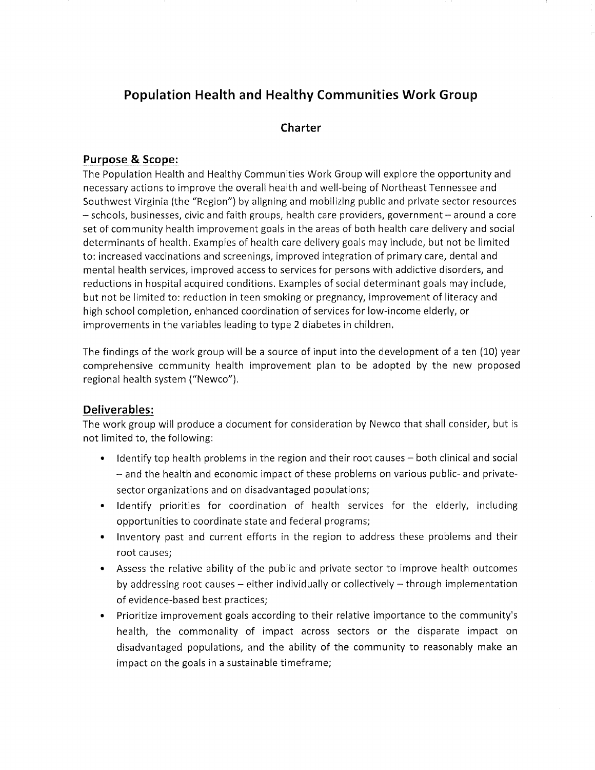# Population Health and Healthy Communities Work Group

## Charter

### Purpose & Scope:

The Population Health and Healthy Communities Work Group will explore the opportunity and necessary actions to improve the overall health and well-being of Northeast Tennessee and Southwest Virginia (the "Region") by aligning and mobilizing public and private sector resources – schools, businesses, civic and faith groups, health care providers, government – around a core set of community health improvement goals in the areas of both health care delivery and social determinants of health. Examples of health care delivery goals may include, but not be limited to: increased vaccinations and screenings, improved integration of primary care, dental and mental health services, improved access to services for persons with addictive disorders, and reductions in hospital acquired conditions. Examples of social determinant goals may include, but not be limited to: reduction in teen smoking or pregnancy, improvement of literacy and high school completion, enhanced coordination of services for low-income elderly, or improvements in the variables leading to type 2 diabetes in children.

The findings of the work group will be a source of input into the development of a ten (10) year comprehensive community health improvement plan to be adopted by the new proposed regional health system ("Newco").

### Deliverables:

The work group will produce a document for consideration by Newco that shall consider, but is not limited to, the following:

- Identify top health problems in the region and their root causes – both clinical and social – and the health and economic impact of these problems on various public- and private-sector organizations and on disadvantaged populations;
- Identify priorities for coordination of health services for the elderly, including opportunities to coordinate state and federal programs;
- Inventory past and current efforts in the region to address these problems and their root causes;
- Assess the relative ability of the public and private sector to improve health outcomes by addressing root causes – either individually or collectively – through implementation of evidence-based best practices;
- Prioritize improvement goals according to their relative importance to the community's health, the commonality of impact across sectors or the disparate impact on disadvantaged populations, and the ability of the community to reasonably make an impact on the goals in a sustainable timeframe;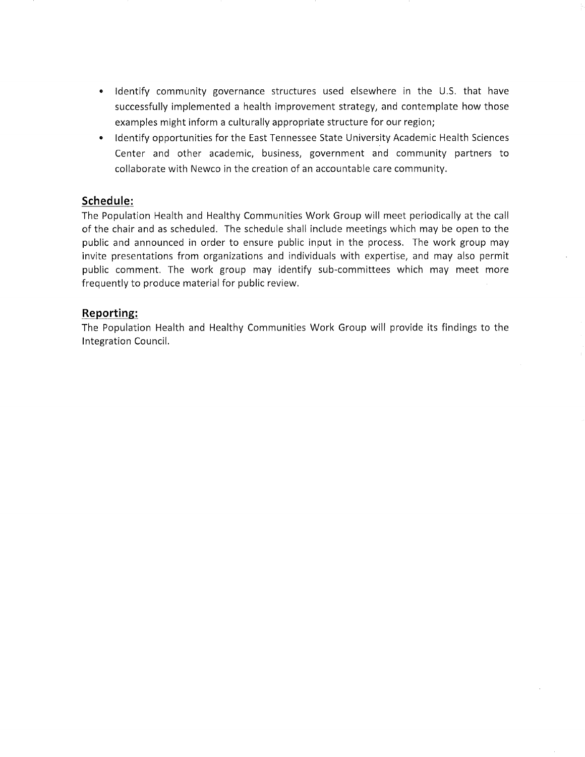- Identify community governance structures used elsewhere in the U.S. that have successfully implemented a health improvement strategy, and contemplate how those examples might inform a culturally appropriate structure for our region;
- Identify opportunities for the East Tennessee State University Academic Health Sciences Center and other academic, business, government and community partners to collaborate with Newco in the creation of an accountable care community.

## Schedule:

The Population Health and Healthy Communities Work Group will meet periodically at the call of the chair and as scheduled. The schedule shall include meetings which may be open to the public and announced in order to ensure public input in the process. The work group may invite presentations from organizations and individuals with expertise, and may also permit public comment. The work group may identify sub-committees which may meet more frequently to produce material for public review.

## Reporting:

The Population Health and Healthy Communities Work Group will provide its findings to the Integration Council.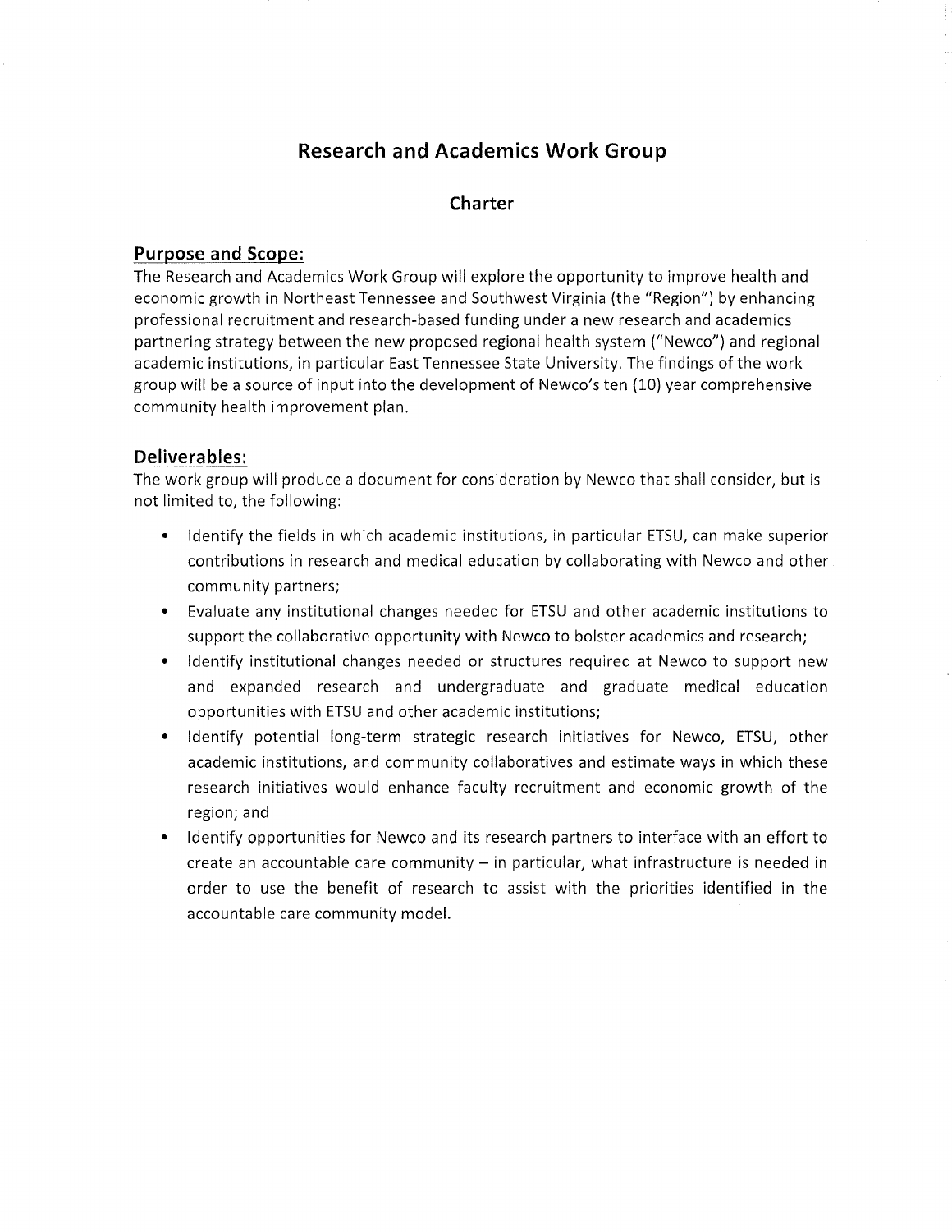# Research and Academics Work Group

## Charter

### Purpose and Scope:

The Research and Academics Work Group will explore the opportunity to improve health and economic growth in Northeast Tennessee and Southwest Virginia (the "Region") by enhancing professional recruitment and research-based funding under a new research and academics partnering strategy between the new proposed regional health system ("Newco") and regional academic institutions, in particular East Tennessee State University. The findings of the work group will be a source of input into the development of Newco's ten (10) year comprehensive community health improvement plan.

### Deliverables:

The work group will produce a document for consideration by Newco that shall consider, but is not limited to, the following:

- Identify the fields in which academic institutions, in particular ETSU, can make superior contributions in research and medical education by collaborating with Newco and other community partners;
- Evaluate any institutional changes needed for ETSU and other academic institutions to support the collaborative opportunity with Newco to bolster academics and research;
- Identify institutional changes needed or structures required at Newco to support new and expanded research and undergraduate and graduate medical education opportunities with ETSU and other academic institutions;
- Identify potential long-term strategic research initiatives for Newco, ETSU, other academic institutions, and community collaboratives and estimate ways in which these research initiatives would enhance faculty recruitment and economic growth of the region; and
- Identify opportunities for Newco and its research partners to interface with an effort to create an accountable care community – in particular, what infrastructure is needed in order to use the benefit of research to assist with the priorities identified in the accountable care community model.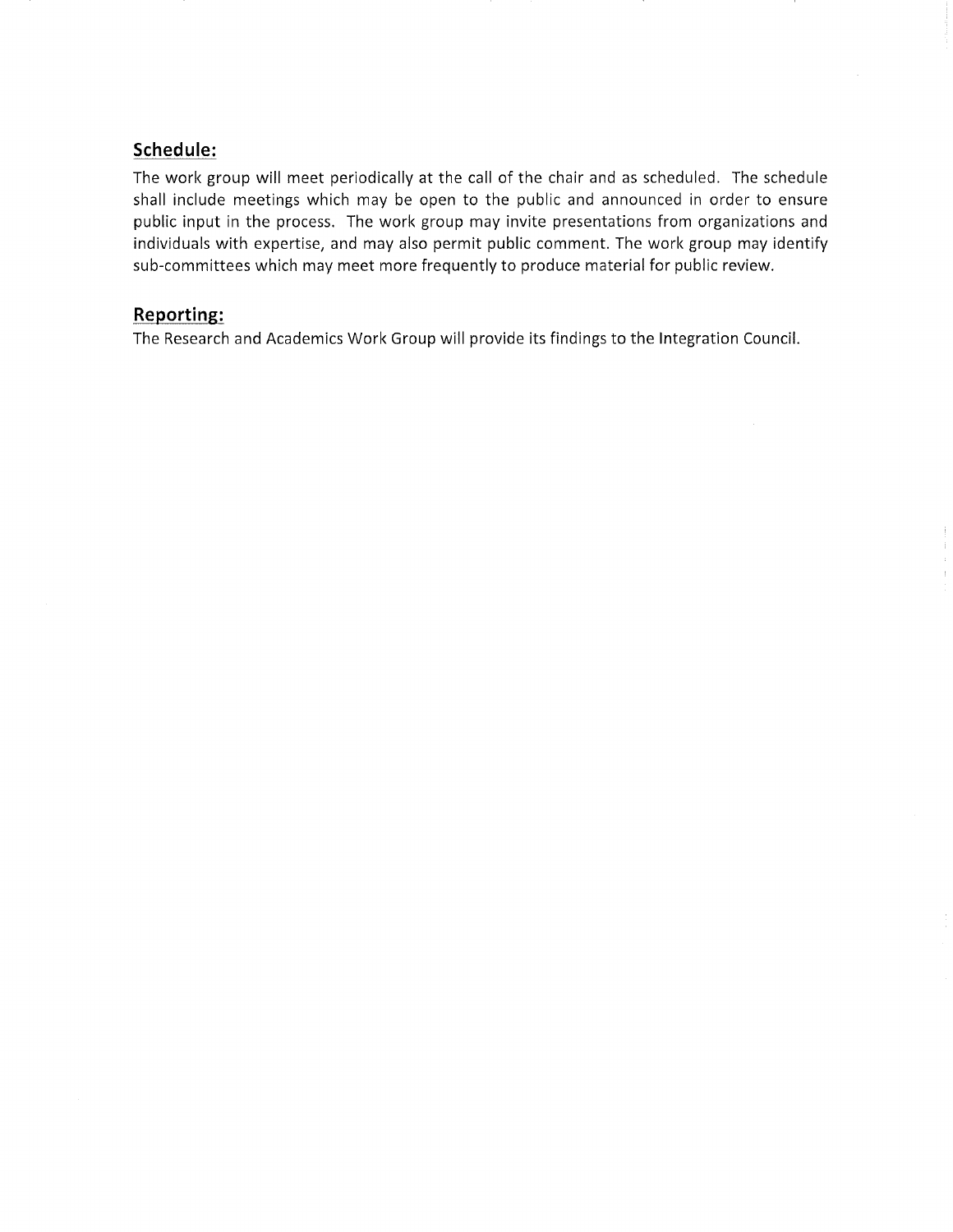## Schedule:

The work group will meet periodically at the call of the chair and as scheduled. The schedule shall include meetings which may be open to the public and announced in order to ensure public input in the process. The work group may invite presentations from organizations and individuals with expertise, and may also permit public comment. The work group may identify sub-committees which may meet more frequently to produce material for public review.

## Reporting:

The Research and Academics Work Group will provide its findings to the Integration Council.